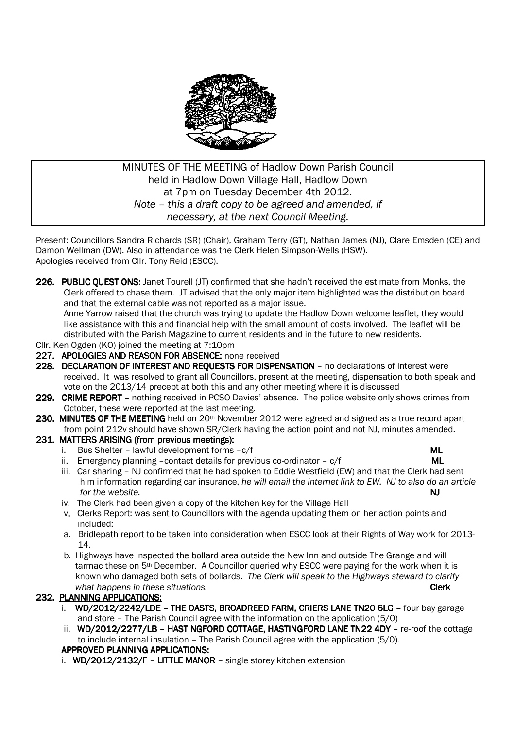MINUTES OF THE MEETING of Hadlow Down Parish Council
held in Hadlow Down Village Hall, Hadlow Down
at 7pm on Tuesday December 4th 2012.
*Note – this a draft copy to be agreed and amended, if necessary, at the next Council Meeting.*

Present: Councillors Sandra Richards (SR) (Chair), Graham Terry (GT), Nathan James (NJ), Clare Emsden (CE) and Damon Wellman (DW). Also in attendance was the Clerk Helen Simpson-Wells (HSW).
Apologies received from Cllr. Tony Reid (ESCC).

**226. PUBLIC QUESTIONS:** Janet Tourell (JT) confirmed that she hadn't received the estimate from Monks, the Clerk offered to chase them. JT advised that the only major item highlighted was the distribution board and that the external cable was not reported as a major issue.
Anne Yarrow raised that the church was trying to update the Hadlow Down welcome leaflet, they would like assistance with this and financial help with the small amount of costs involved. The leaflet will be distributed with the Parish Magazine to current residents and in the future to new residents.

Cllr. Ken Ogden (KO) joined the meeting at 7:10pm

**227. APOLOGIES AND REASON FOR ABSENCE:** none received

**228. DECLARATION OF INTEREST AND REQUESTS FOR DISPENSATION** – no declarations of interest were received. It was resolved to grant all Councillors, present at the meeting, dispensation to both speak and vote on the 2013/14 precept at both this and any other meeting where it is discussed

**229. CRIME REPORT –** nothing received in PCSO Davies' absence. The police website only shows crimes from October, these were reported at the last meeting.

**230. MINUTES OF THE MEETING** held on 20th November 2012 were agreed and signed as a true record apart from point 212v should have shown SR/Clerk having the action point and not NJ, minutes amended.

**231. MATTERS ARISING (from previous meetings):**

i. Bus Shelter – lawful development forms –c/f **ML**
ii. Emergency planning –contact details for previous co-ordinator – c/f **ML**
iii. Car sharing – NJ confirmed that he had spoken to Eddie Westfield (EW) and that the Clerk had sent him information regarding car insurance, *he will email the internet link to EW. NJ to also do an article for the website.* **NJ**
iv. The Clerk had been given a copy of the kitchen key for the Village Hall
v. Clerks Report: was sent to Councillors with the agenda updating them on her action points and included:

a. Bridlepath report to be taken into consideration when ESCC look at their Rights of Way work for 2013-14.
b. Highways have inspected the bollard area outside the New Inn and outside The Grange and will tarmac these on 5th December. A Councillor queried why ESCC were paying for the work when it is known who damaged both sets of bollards. *The Clerk will speak to the Highways steward to clarify what happens in these situations.* **Clerk**

**232. PLANNING APPLICATIONS:**

i. **WD/2012/2242/LDE – THE OASTS, BROADREED FARM, CRIERS LANE TN20 6LG –** four bay garage and store – The Parish Council agree with the information on the application (5/0)
ii. **WD/2012/2277/LB – HASTINGFORD COTTAGE, HASTINGFORD LANE TN22 4DY –** re-roof the cottage to include internal insulation – The Parish Council agree with the application (5/0).

**APPROVED PLANNING APPLICATIONS:**

i. **WD/2012/2132/F – LITTLE MANOR –** single storey kitchen extension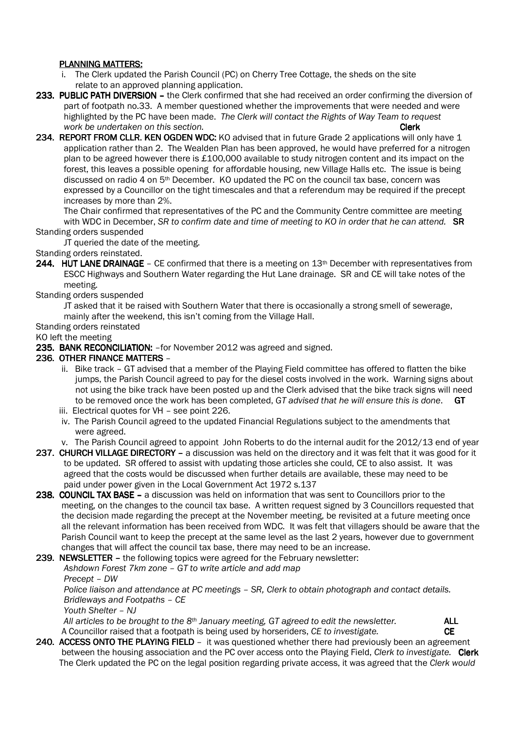**PLANNING MATTERS:**

i. The Clerk updated the Parish Council (PC) on Cherry Tree Cottage, the sheds on the site relate to an approved planning application.

**233. PUBLIC PATH DIVERSION –** the Clerk confirmed that she had received an order confirming the diversion of part of footpath no.33. A member questioned whether the improvements that were needed and were highlighted by the PC have been made. *The Clerk will contact the Rights of Way Team to request work be undertaken on this section.* **Clerk**

**234. REPORT FROM CLLR. KEN OGDEN WDC:** KO advised that in future Grade 2 applications will only have 1 application rather than 2. The Wealden Plan has been approved, he would have preferred for a nitrogen plan to be agreed however there is £100,000 available to study nitrogen content and its impact on the forest, this leaves a possible opening for affordable housing, new Village Halls etc. The issue is being discussed on radio 4 on 5th December. KO updated the PC on the council tax base, concern was expressed by a Councillor on the tight timescales and that a referendum may be required if the precept increases by more than 2%.

The Chair confirmed that representatives of the PC and the Community Centre committee are meeting with WDC in December, *SR to confirm date and time of meeting to KO in order that he can attend.* **SR**

Standing orders suspended

JT queried the date of the meeting.

Standing orders reinstated.

**244. HUT LANE DRAINAGE** – CE confirmed that there is a meeting on 13th December with representatives from ESCC Highways and Southern Water regarding the Hut Lane drainage. SR and CE will take notes of the meeting.

Standing orders suspended

JT asked that it be raised with Southern Water that there is occasionally a strong smell of sewerage, mainly after the weekend, this isn't coming from the Village Hall.

Standing orders reinstated

KO left the meeting

**235. BANK RECONCILIATION:** –for November 2012 was agreed and signed.

**236. OTHER FINANCE MATTERS** –

ii. Bike track – GT advised that a member of the Playing Field committee has offered to flatten the bike jumps, the Parish Council agreed to pay for the diesel costs involved in the work. Warning signs about not using the bike track have been posted up and the Clerk advised that the bike track signs will need to be removed once the work has been completed, *GT advised that he will ensure this is done*. **GT**

iii. Electrical quotes for VH – see point 226.

iv. The Parish Council agreed to the updated Financial Regulations subject to the amendments that were agreed.

v. The Parish Council agreed to appoint John Roberts to do the internal audit for the 2012/13 end of year

**237. CHURCH VILLAGE DIRECTORY –** a discussion was held on the directory and it was felt that it was good for it to be updated. SR offered to assist with updating those articles she could, CE to also assist. It was agreed that the costs would be discussed when further details are available, these may need to be paid under power given in the Local Government Act 1972 s.137

**238. COUNCIL TAX BASE –** a discussion was held on information that was sent to Councillors prior to the meeting, on the changes to the council tax base. A written request signed by 3 Councillors requested that the decision made regarding the precept at the November meeting, be revisited at a future meeting once all the relevant information has been received from WDC. It was felt that villagers should be aware that the Parish Council want to keep the precept at the same level as the last 2 years, however due to government changes that will affect the council tax base, there may need to be an increase.

**239. NEWSLETTER –** the following topics were agreed for the February newsletter:

*Ashdown Forest 7km zone – GT to write article and add map*

*Precept – DW*

*Police liaison and attendance at PC meetings – SR, Clerk to obtain photograph and contact details.*

*Bridleways and Footpaths – CE*

*Youth Shelter – NJ*

*All articles to be brought to the 8th January meeting, GT agreed to edit the newsletter.* **ALL**

A Councillor raised that a footpath is being used by horseriders, *CE to investigate.* **CE**

**240. ACCESS ONTO THE PLAYING FIELD** – it was questioned whether there had previously been an agreement between the housing association and the PC over access onto the Playing Field, *Clerk to investigate.* **Clerk**

The Clerk updated the PC on the legal position regarding private access, it was agreed that the *Clerk would*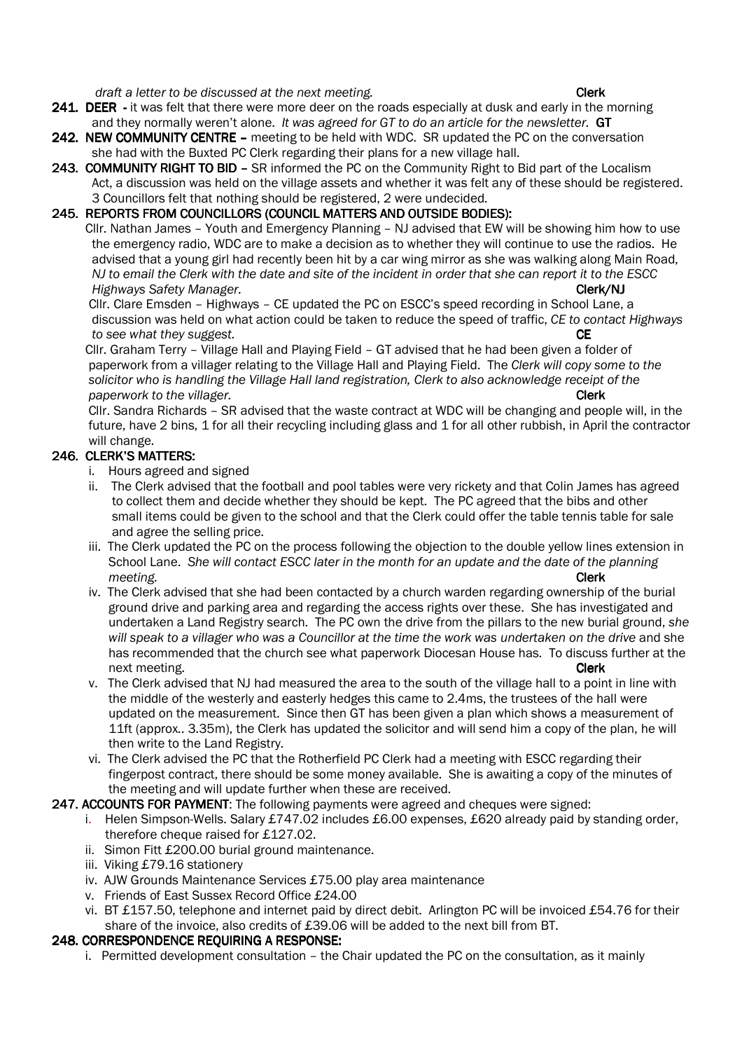*draft a letter to be discussed at the next meeting.* **Clerk**

**241. DEER** - it was felt that there were more deer on the roads especially at dusk and early in the morning and they normally weren't alone. *It was agreed for GT to do an article for the newsletter.* **GT**

**242. NEW COMMUNITY CENTRE** – meeting to be held with WDC. SR updated the PC on the conversation she had with the Buxted PC Clerk regarding their plans for a new village hall.

**243. COMMUNITY RIGHT TO BID** – SR informed the PC on the Community Right to Bid part of the Localism Act, a discussion was held on the village assets and whether it was felt any of these should be registered. 3 Councillors felt that nothing should be registered, 2 were undecided.

**245. REPORTS FROM COUNCILLORS (COUNCIL MATTERS AND OUTSIDE BODIES):**

Cllr. Nathan James – Youth and Emergency Planning – NJ advised that EW will be showing him how to use the emergency radio, WDC are to make a decision as to whether they will continue to use the radios. He advised that a young girl had recently been hit by a car wing mirror as she was walking along Main Road, *NJ to email the Clerk with the date and site of the incident in order that she can report it to the ESCC Highways Safety Manager.* **Clerk/NJ**

Cllr. Clare Emsden – Highways – CE updated the PC on ESCC's speed recording in School Lane, a discussion was held on what action could be taken to reduce the speed of traffic, *CE to contact Highways to see what they suggest.* **CE**

Cllr. Graham Terry – Village Hall and Playing Field – GT advised that he had been given a folder of paperwork from a villager relating to the Village Hall and Playing Field. The *Clerk will copy some to the solicitor who is handling the Village Hall land registration, Clerk to also acknowledge receipt of the paperwork to the villager.* **Clerk**

Cllr. Sandra Richards – SR advised that the waste contract at WDC will be changing and people will, in the future, have 2 bins, 1 for all their recycling including glass and 1 for all other rubbish, in April the contractor will change.

**246. CLERK'S MATTERS:**

i. Hours agreed and signed

ii. The Clerk advised that the football and pool tables were very rickety and that Colin James has agreed to collect them and decide whether they should be kept. The PC agreed that the bibs and other small items could be given to the school and that the Clerk could offer the table tennis table for sale and agree the selling price.

iii. The Clerk updated the PC on the process following the objection to the double yellow lines extension in School Lane. *She will contact ESCC later in the month for an update and the date of the planning meeting.* **Clerk**

iv. The Clerk advised that she had been contacted by a church warden regarding ownership of the burial ground drive and parking area and regarding the access rights over these. She has investigated and undertaken a Land Registry search. The PC own the drive from the pillars to the new burial ground, *she will speak to a villager who was a Councillor at the time the work was undertaken on the drive* and she has recommended that the church see what paperwork Diocesan House has. To discuss further at the next meeting. **Clerk**

v. The Clerk advised that NJ had measured the area to the south of the village hall to a point in line with the middle of the westerly and easterly hedges this came to 2.4ms, the trustees of the hall were updated on the measurement. Since then GT has been given a plan which shows a measurement of 11ft (approx.. 3.35m), the Clerk has updated the solicitor and will send him a copy of the plan, he will then write to the Land Registry.

vi. The Clerk advised the PC that the Rotherfield PC Clerk had a meeting with ESCC regarding their fingerpost contract, there should be some money available. She is awaiting a copy of the minutes of the meeting and will update further when these are received.

**247. ACCOUNTS FOR PAYMENT**: The following payments were agreed and cheques were signed:

i. Helen Simpson-Wells. Salary £747.02 includes £6.00 expenses, £620 already paid by standing order, therefore cheque raised for £127.02.

ii. Simon Fitt £200.00 burial ground maintenance.

iii. Viking £79.16 stationery

iv. AJW Grounds Maintenance Services £75.00 play area maintenance

v. Friends of East Sussex Record Office £24.00

vi. BT £157.50, telephone and internet paid by direct debit. Arlington PC will be invoiced £54.76 for their share of the invoice, also credits of £39.06 will be added to the next bill from BT.

**248. CORRESPONDENCE REQUIRING A RESPONSE:**

i. Permitted development consultation – the Chair updated the PC on the consultation, as it mainly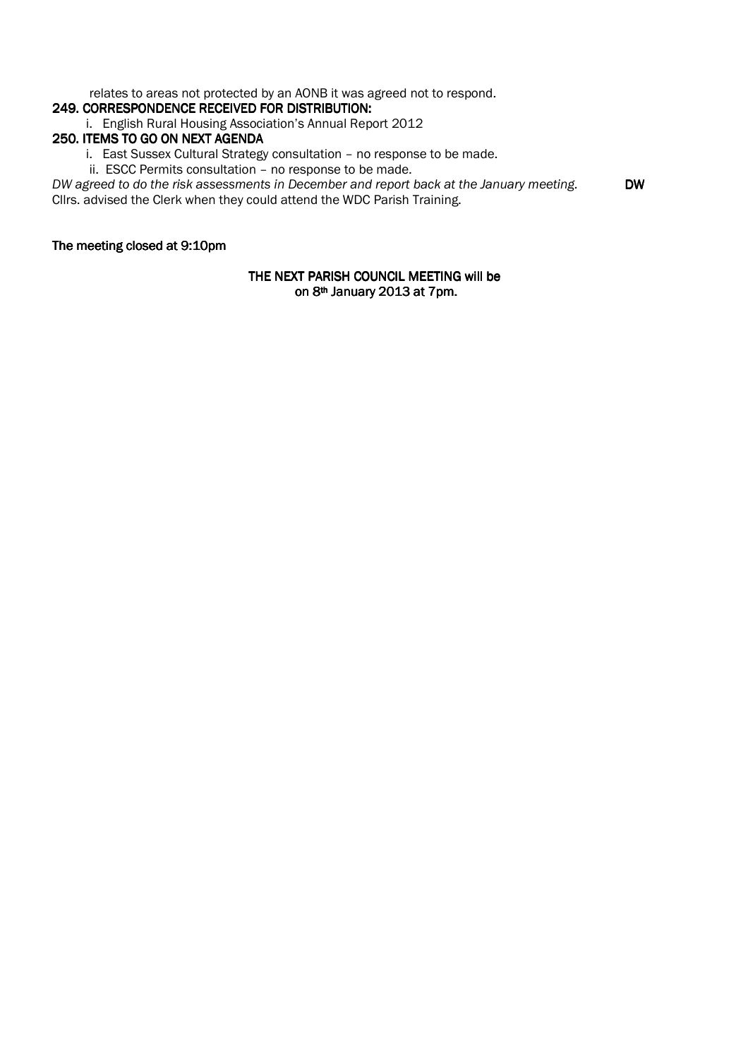relates to areas not protected by an AONB it was agreed not to respond.

**249. CORRESPONDENCE RECEIVED FOR DISTRIBUTION:**

i. English Rural Housing Association's Annual Report 2012

**250. ITEMS TO GO ON NEXT AGENDA**

i. East Sussex Cultural Strategy consultation – no response to be made.

ii. ESCC Permits consultation – no response to be made.

*DW agreed to do the risk assessments in December and report back at the January meeting.* **DW**

Cllrs. advised the Clerk when they could attend the WDC Parish Training.

**The meeting closed at 9:10pm**

**THE NEXT PARISH COUNCIL MEETING will be on 8th January 2013 at 7pm.**